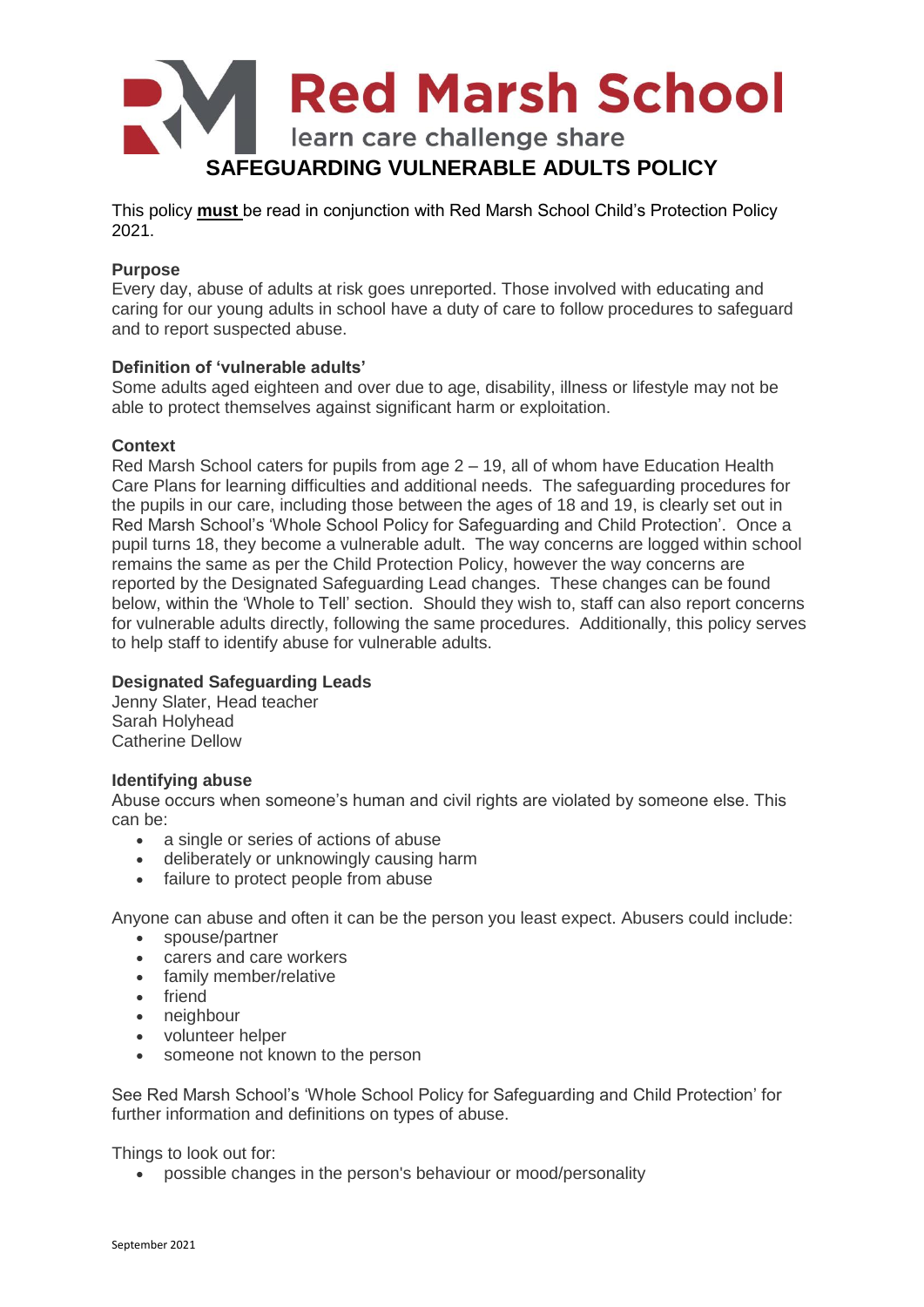# Red Marsh School

learn care challenge share

## SAFEGUARDING VULNERABLE ADULTS POLICY

This policy **must** be read in conjunction with Red Marsh School Child's Protection Policy 2021.

**Purpose**
Every day, abuse of adults at risk goes unreported. Those involved with educating and caring for our young adults in school have a duty of care to follow procedures to safeguard and to report suspected abuse.

**Definition of 'vulnerable adults'**
Some adults aged eighteen and over due to age, disability, illness or lifestyle may not be able to protect themselves against significant harm or exploitation.

**Context**
Red Marsh School caters for pupils from age 2 – 19, all of whom have Education Health Care Plans for learning difficulties and additional needs. The safeguarding procedures for the pupils in our care, including those between the ages of 18 and 19, is clearly set out in Red Marsh School's 'Whole School Policy for Safeguarding and Child Protection'. Once a pupil turns 18, they become a vulnerable adult. The way concerns are logged within school remains the same as per the Child Protection Policy, however the way concerns are reported by the Designated Safeguarding Lead changes. These changes can be found below, within the 'Whole to Tell' section. Should they wish to, staff can also report concerns for vulnerable adults directly, following the same procedures. Additionally, this policy serves to help staff to identify abuse for vulnerable adults.

**Designated Safeguarding Leads**
Jenny Slater, Head teacher
Sarah Holyhead
Catherine Dellow

**Identifying abuse**
Abuse occurs when someone's human and civil rights are violated by someone else. This can be:

- a single or series of actions of abuse
- deliberately or unknowingly causing harm
- failure to protect people from abuse

Anyone can abuse and often it can be the person you least expect. Abusers could include:

- spouse/partner
- carers and care workers
- family member/relative
- friend
- neighbour
- volunteer helper
- someone not known to the person

See Red Marsh School's 'Whole School Policy for Safeguarding and Child Protection' for further information and definitions on types of abuse.

Things to look out for:

- possible changes in the person's behaviour or mood/personality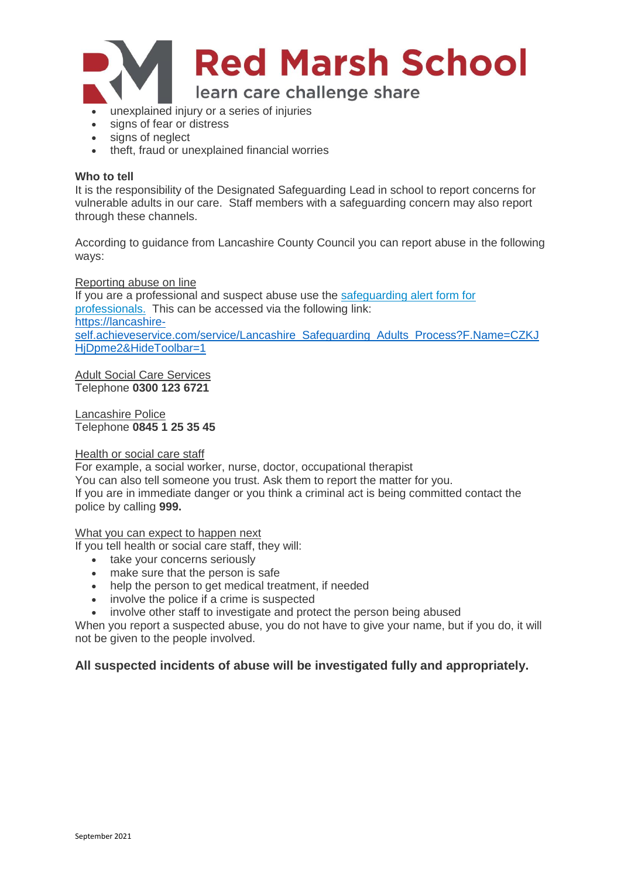- unexplained injury or a series of injuries
- signs of fear or distress
- signs of neglect
- theft, fraud or unexplained financial worries

**Who to tell**

It is the responsibility of the Designated Safeguarding Lead in school to report concerns for vulnerable adults in our care. Staff members with a safeguarding concern may also report through these channels.

According to guidance from Lancashire County Council you can report abuse in the following ways:

Reporting abuse on line

If you are a professional and suspect abuse use the [safeguarding alert form for professionals.](https://lancashire-self.achieveservice.com/service/Lancashire_Safeguarding_Adults_Process?F.Name=CZKJHjDpme2&HideToolbar=1) This can be accessed via the following link: [https://lancashire-self.achieveservice.com/service/Lancashire_Safeguarding_Adults_Process?F.Name=CZKJHjDpme2&HideToolbar=1](https://lancashire-self.achieveservice.com/service/Lancashire_Safeguarding_Adults_Process?F.Name=CZKJHjDpme2&HideToolbar=1)

Adult Social Care Services

Telephone **0300 123 6721**

Lancashire Police

Telephone **0845 1 25 35 45**

Health or social care staff

For example, a social worker, nurse, doctor, occupational therapist

You can also tell someone you trust. Ask them to report the matter for you.

If you are in immediate danger or you think a criminal act is being committed contact the police by calling **999.**

What you can expect to happen next

If you tell health or social care staff, they will:

- take your concerns seriously
- make sure that the person is safe
- help the person to get medical treatment, if needed
- involve the police if a crime is suspected
- involve other staff to investigate and protect the person being abused

When you report a suspected abuse, you do not have to give your name, but if you do, it will not be given to the people involved.

**All suspected incidents of abuse will be investigated fully and appropriately.**